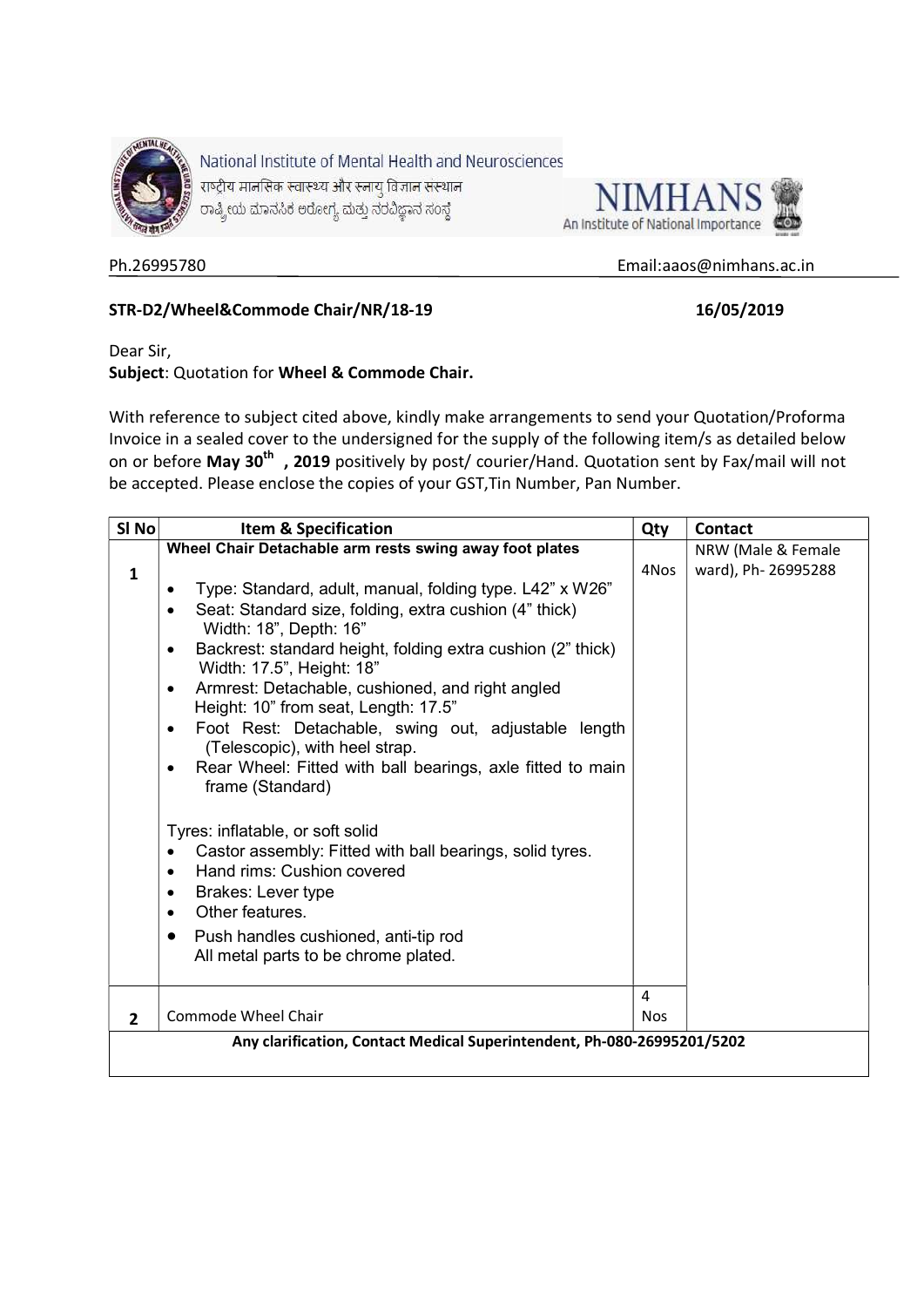National Institute of Mental Health and Neurosciences

राष्ट्रीय मानसिक स्वास्थ्य और स्नायु विज्ञान संस्थान

ರಾಷ್ಟ್ರೀಯ ಮಾನಸಿಕ ಆರೋಗ್ಯ ಮತ್ತು ನರವಿಜ್ಞಾನ ಸಂಸ್ಥೆ

**NIMHANS**

An Institute of National Importance

Ph.26995780 Email:aaos@nimhans.ac.in

**STR-D2/Wheel&Commode Chair/NR/18-19** **16/05/2019**

Dear Sir,

**Subject**: Quotation for **Wheel & Commode Chair.**

With reference to subject cited above, kindly make arrangements to send your Quotation/Proforma Invoice in a sealed cover to the undersigned for the supply of the following item/s as detailed below on or before **May 30th , 2019** positively by post/ courier/Hand. Quotation sent by Fax/mail will not be accepted. Please enclose the copies of your GST,Tin Number, Pan Number.

| Sl No | Item & Specification | Qty | Contact |
|---|---|---|---|
| 1 | **Wheel Chair Detachable arm rests swing away foot plates**<br>• Type: Standard, adult, manual, folding type. L42" x W26"<br>• Seat: Standard size, folding, extra cushion (4" thick) Width: 18", Depth: 16"<br>• Backrest: standard height, folding extra cushion (2" thick) Width: 17.5", Height: 18"<br>• Armrest: Detachable, cushioned, and right angled Height: 10" from seat, Length: 17.5"<br>• Foot Rest: Detachable, swing out, adjustable length (Telescopic), with heel strap.<br>• Rear Wheel: Fitted with ball bearings, axle fitted to main frame (Standard)<br><br>Tyres: inflatable, or soft solid<br>• Castor assembly: Fitted with ball bearings, solid tyres.<br>• Hand rims: Cushion covered<br>• Brakes: Lever type<br>• Other features.<br>• Push handles cushioned, anti-tip rod All metal parts to be chrome plated. | 4Nos | NRW (Male & Female ward), Ph- 26995288 |
| 2 | Commode Wheel Chair | 4 Nos | |
| **Any clarification, Contact Medical Superintendent, Ph-080-26995201/5202** | | | |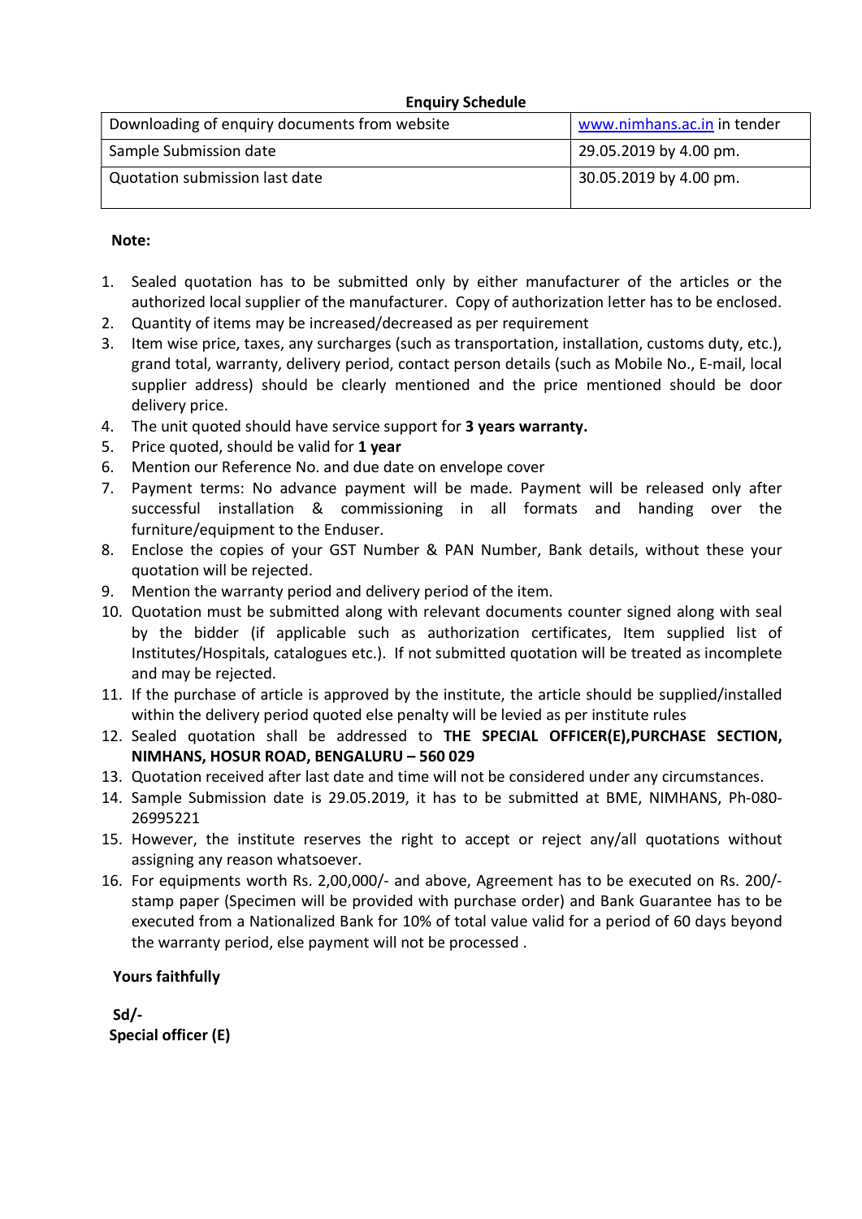**Enquiry Schedule**

| | |
|---|---|
| Downloading of enquiry documents from website | www.nimhans.ac.in in tender |
| Sample Submission date | 29.05.2019 by 4.00 pm. |
| Quotation submission last date | 30.05.2019 by 4.00 pm. |

**Note:**

1. Sealed quotation has to be submitted only by either manufacturer of the articles or the authorized local supplier of the manufacturer. Copy of authorization letter has to be enclosed.
2. Quantity of items may be increased/decreased as per requirement
3. Item wise price, taxes, any surcharges (such as transportation, installation, customs duty, etc.), grand total, warranty, delivery period, contact person details (such as Mobile No., E-mail, local supplier address) should be clearly mentioned and the price mentioned should be door delivery price.
4. The unit quoted should have service support for **3 years warranty.**
5. Price quoted, should be valid for **1 year**
6. Mention our Reference No. and due date on envelope cover
7. Payment terms: No advance payment will be made. Payment will be released only after successful installation & commissioning in all formats and handing over the furniture/equipment to the Enduser.
8. Enclose the copies of your GST Number & PAN Number, Bank details, without these your quotation will be rejected.
9. Mention the warranty period and delivery period of the item.
10. Quotation must be submitted along with relevant documents counter signed along with seal by the bidder (if applicable such as authorization certificates, Item supplied list of Institutes/Hospitals, catalogues etc.). If not submitted quotation will be treated as incomplete and may be rejected.
11. If the purchase of article is approved by the institute, the article should be supplied/installed within the delivery period quoted else penalty will be levied as per institute rules
12. Sealed quotation shall be addressed to **THE SPECIAL OFFICER(E),PURCHASE SECTION, NIMHANS, HOSUR ROAD, BENGALURU – 560 029**
13. Quotation received after last date and time will not be considered under any circumstances.
14. Sample Submission date is 29.05.2019, it has to be submitted at BME, NIMHANS, Ph-080-26995221
15. However, the institute reserves the right to accept or reject any/all quotations without assigning any reason whatsoever.
16. For equipments worth Rs. 2,00,000/- and above, Agreement has to be executed on Rs. 200/- stamp paper (Specimen will be provided with purchase order) and Bank Guarantee has to be executed from a Nationalized Bank for 10% of total value valid for a period of 60 days beyond the warranty period, else payment will not be processed .

**Yours faithfully**

**Sd/-**
**Special officer (E)**